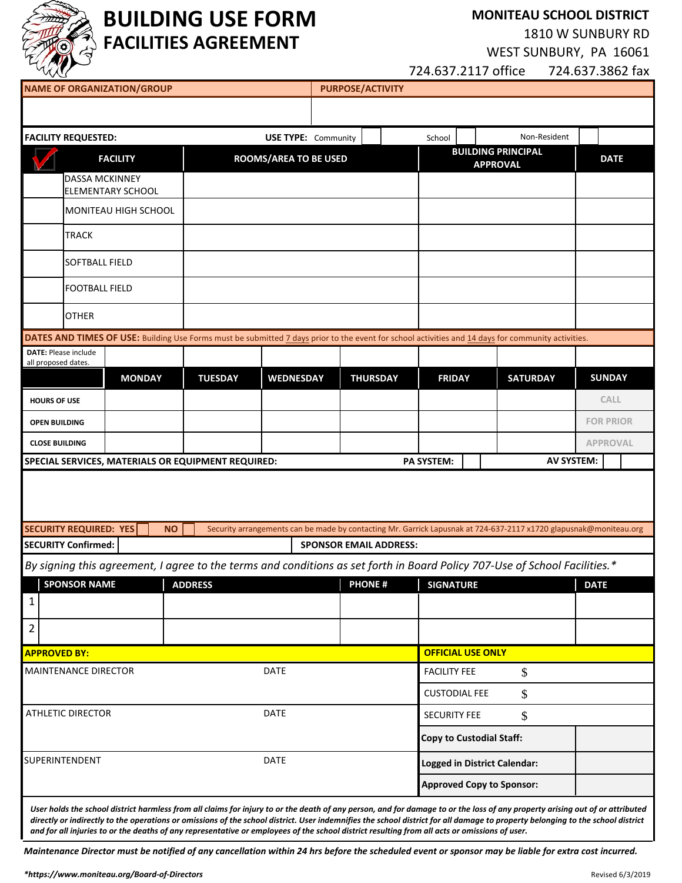# BUILDING USE FORM
## FACILITIES AGREEMENT

**MONITEAU SCHOOL DISTRICT**
1810 W SUNBURY RD
WEST SUNBURY, PA 16061
724.637.2117 office 724.637.3862 fax

| NAME OF ORGANIZATION/GROUP | PURPOSE/ACTIVITY |
|---|---|
| | |

**FACILITY REQUESTED:** **USE TYPE:** Community ☐ School ☐ Non-Resident ☐

| ✔ | FACILITY | ROOMS/AREA TO BE USED | BUILDING PRINCIPAL APPROVAL | DATE |
|---|---|---|---|---|
| | DASSA MCKINNEY ELEMENTARY SCHOOL | | | |
| | MONITEAU HIGH SCHOOL | | | |
| | TRACK | | | |
| | SOFTBALL FIELD | | | |
| | FOOTBALL FIELD | | | |
| | OTHER | | | |

**DATES AND TIMES OF USE:** Building Use Forms must be submitted 7 days prior to the event for school activities and 14 days for community activities.

| **DATE:** Please include all proposed dates. | | | | | | | |
|---|---|---|---|---|---|---|---|
| | **MONDAY** | **TUESDAY** | **WEDNESDAY** | **THURSDAY** | **FRIDAY** | **SATURDAY** | **SUNDAY** |
| **HOURS OF USE** | | | | | | | CALL |
| **OPEN BUILDING** | | | | | | | FOR PRIOR |
| **CLOSE BUILDING** | | | | | | | APPROVAL |

**SPECIAL SERVICES, MATERIALS OR EQUIPMENT REQUIRED:** **PA SYSTEM:** ☐ **AV SYSTEM:** ☐

**SECURITY REQUIRED: YES** ☐ **NO** ☐ Security arrangements can be made by contacting Mr. Garrick Lapusnak at 724-637-2117 x1720 glapusnak@moniteau.org

**SECURITY Confirmed:** **SPONSOR EMAIL ADDRESS:**

*By signing this agreement, I agree to the terms and conditions as set forth in Board Policy 707-Use of School Facilities.**

| | SPONSOR NAME | ADDRESS | PHONE # | SIGNATURE | DATE |
|---|---|---|---|---|---|
| 1 | | | | | |
| 2 | | | | | |

| **APPROVED BY:** | | **OFFICIAL USE ONLY** | |
|---|---|---|---|
| MAINTENANCE DIRECTOR | DATE | FACILITY FEE | $ |
| | | CUSTODIAL FEE | $ |
| ATHLETIC DIRECTOR | DATE | SECURITY FEE | $ |
| | | **Copy to Custodial Staff:** | |
| SUPERINTENDENT | DATE | **Logged in District Calendar:** | |
| | | **Approved Copy to Sponsor:** | |

*User holds the school district harmless from all claims for injury to or the death of any person, and for damage to or the loss of any property arising out of or attributed directly or indirectly to the operations or omissions of the school district. User indemnifies the school district for all damage to property belonging to the school district and for all injuries to or the deaths of any representative or employees of the school district resulting from all acts or omissions of user.*

***Maintenance Director must be notified of any cancellation within 24 hrs before the scheduled event or sponsor may be liable for extra cost incurred.***

****https://www.moniteau.org/Board-of-Directors***

Revised 6/3/2019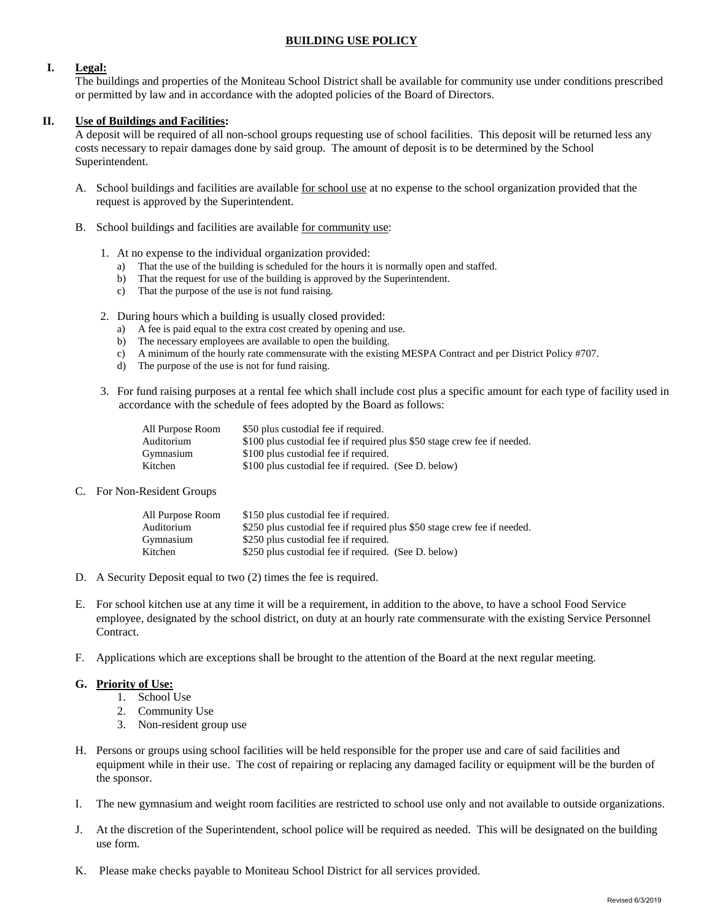# BUILDING USE POLICY

**I. Legal:**

The buildings and properties of the Moniteau School District shall be available for community use under conditions prescribed or permitted by law and in accordance with the adopted policies of the Board of Directors.

**II. Use of Buildings and Facilities:**

A deposit will be required of all non-school groups requesting use of school facilities. This deposit will be returned less any costs necessary to repair damages done by said group. The amount of deposit is to be determined by the School Superintendent.

A. School buildings and facilities are available for school use at no expense to the school organization provided that the request is approved by the Superintendent.

B. School buildings and facilities are available for community use:

1. At no expense to the individual organization provided:
   a) That the use of the building is scheduled for the hours it is normally open and staffed.
   b) That the request for use of the building is approved by the Superintendent.
   c) That the purpose of the use is not fund raising.

2. During hours which a building is usually closed provided:
   a) A fee is paid equal to the extra cost created by opening and use.
   b) The necessary employees are available to open the building.
   c) A minimum of the hourly rate commensurate with the existing MESPA Contract and per District Policy #707.
   d) The purpose of the use is not for fund raising.

3. For fund raising purposes at a rental fee which shall include cost plus a specific amount for each type of facility used in accordance with the schedule of fees adopted by the Board as follows:

| | |
|---|---|
| All Purpose Room | $50 plus custodial fee if required. |
| Auditorium | $100 plus custodial fee if required plus $50 stage crew fee if needed. |
| Gymnasium | $100 plus custodial fee if required. |
| Kitchen | $100 plus custodial fee if required. (See D. below) |

C. For Non-Resident Groups

| | |
|---|---|
| All Purpose Room | $150 plus custodial fee if required. |
| Auditorium | $250 plus custodial fee if required plus $50 stage crew fee if needed. |
| Gymnasium | $250 plus custodial fee if required. |
| Kitchen | $250 plus custodial fee if required. (See D. below) |

D. A Security Deposit equal to two (2) times the fee is required.

E. For school kitchen use at any time it will be a requirement, in addition to the above, to have a school Food Service employee, designated by the school district, on duty at an hourly rate commensurate with the existing Service Personnel Contract.

F. Applications which are exceptions shall be brought to the attention of the Board at the next regular meeting.

**G. Priority of Use:**

1. School Use
2. Community Use
3. Non-resident group use

H. Persons or groups using school facilities will be held responsible for the proper use and care of said facilities and equipment while in their use. The cost of repairing or replacing any damaged facility or equipment will be the burden of the sponsor.

I. The new gymnasium and weight room facilities are restricted to school use only and not available to outside organizations.

J. At the discretion of the Superintendent, school police will be required as needed. This will be designated on the building use form.

K. Please make checks payable to Moniteau School District for all services provided.

Revised 6/3/2019